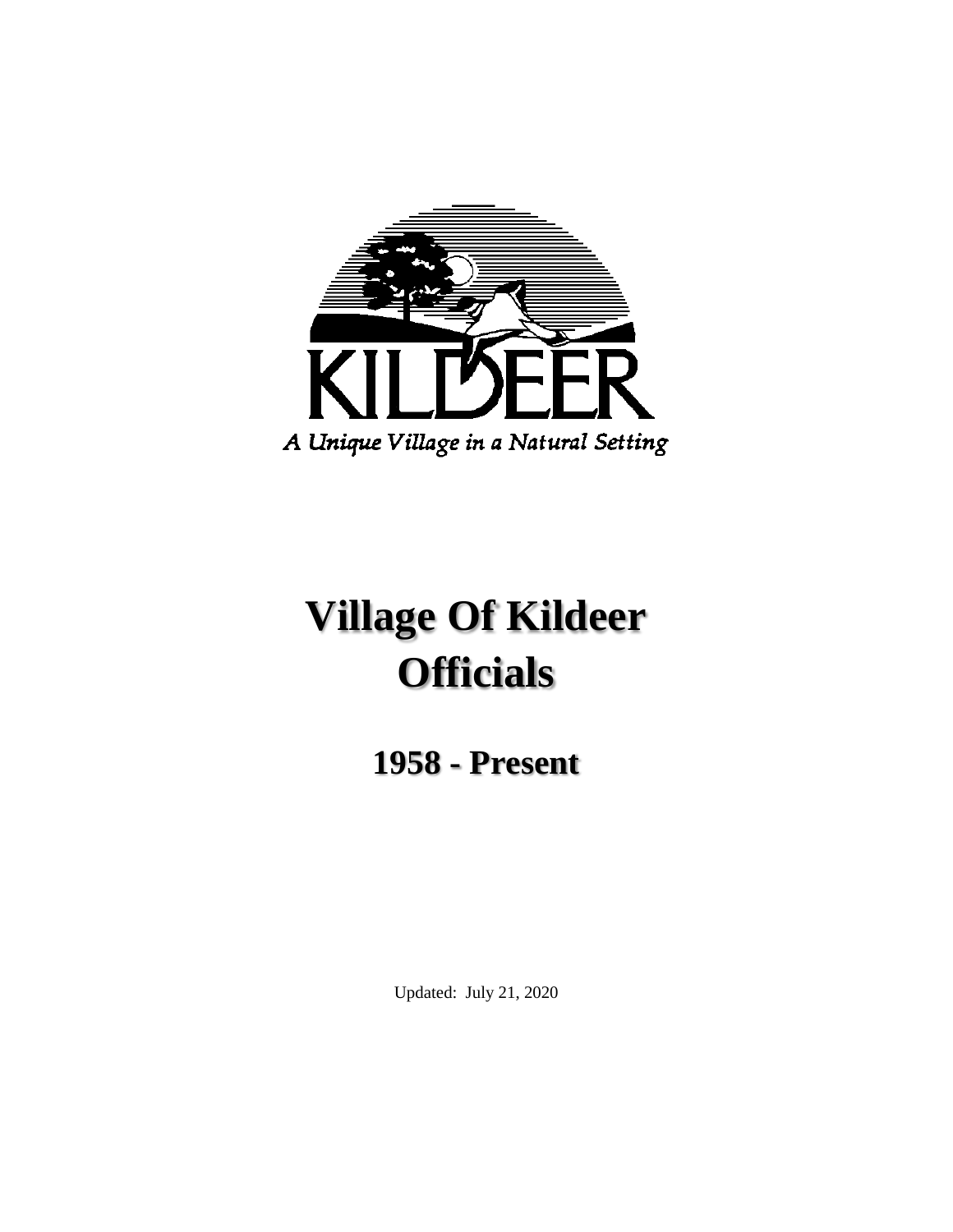KILDEER

*A Unique Village in a Natural Setting*

# Village Of Kildeer Officials

## 1958 - Present

Updated: July 21, 2020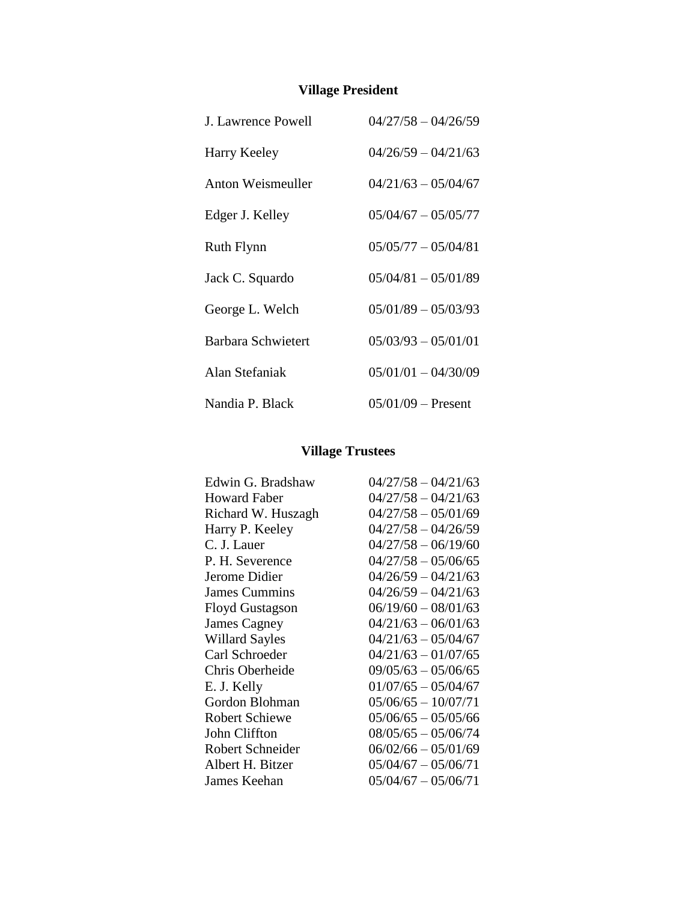## Village President

| | |
|---|---|
| J. Lawrence Powell | 04/27/58 – 04/26/59 |
| Harry Keeley | 04/26/59 – 04/21/63 |
| Anton Weismeuller | 04/21/63 – 05/04/67 |
| Edger J. Kelley | 05/04/67 – 05/05/77 |
| Ruth Flynn | 05/05/77 – 05/04/81 |
| Jack C. Squardo | 05/04/81 – 05/01/89 |
| George L. Welch | 05/01/89 – 05/03/93 |
| Barbara Schwietert | 05/03/93 – 05/01/01 |
| Alan Stefaniak | 05/01/01 – 04/30/09 |
| Nandia P. Black | 05/01/09 – Present |

## Village Trustees

| | |
|---|---|
| Edwin G. Bradshaw | 04/27/58 – 04/21/63 |
| Howard Faber | 04/27/58 – 04/21/63 |
| Richard W. Huszagh | 04/27/58 – 05/01/69 |
| Harry P. Keeley | 04/27/58 – 04/26/59 |
| C. J. Lauer | 04/27/58 – 06/19/60 |
| P. H. Severence | 04/27/58 – 05/06/65 |
| Jerome Didier | 04/26/59 – 04/21/63 |
| James Cummins | 04/26/59 – 04/21/63 |
| Floyd Gustagson | 06/19/60 – 08/01/63 |
| James Cagney | 04/21/63 – 06/01/63 |
| Willard Sayles | 04/21/63 – 05/04/67 |
| Carl Schroeder | 04/21/63 – 01/07/65 |
| Chris Oberheide | 09/05/63 – 05/06/65 |
| E. J. Kelly | 01/07/65 – 05/04/67 |
| Gordon Blohman | 05/06/65 – 10/07/71 |
| Robert Schiewe | 05/06/65 – 05/05/66 |
| John Cliffton | 08/05/65 – 05/06/74 |
| Robert Schneider | 06/02/66 – 05/01/69 |
| Albert H. Bitzer | 05/04/67 – 05/06/71 |
| James Keehan | 05/04/67 – 05/06/71 |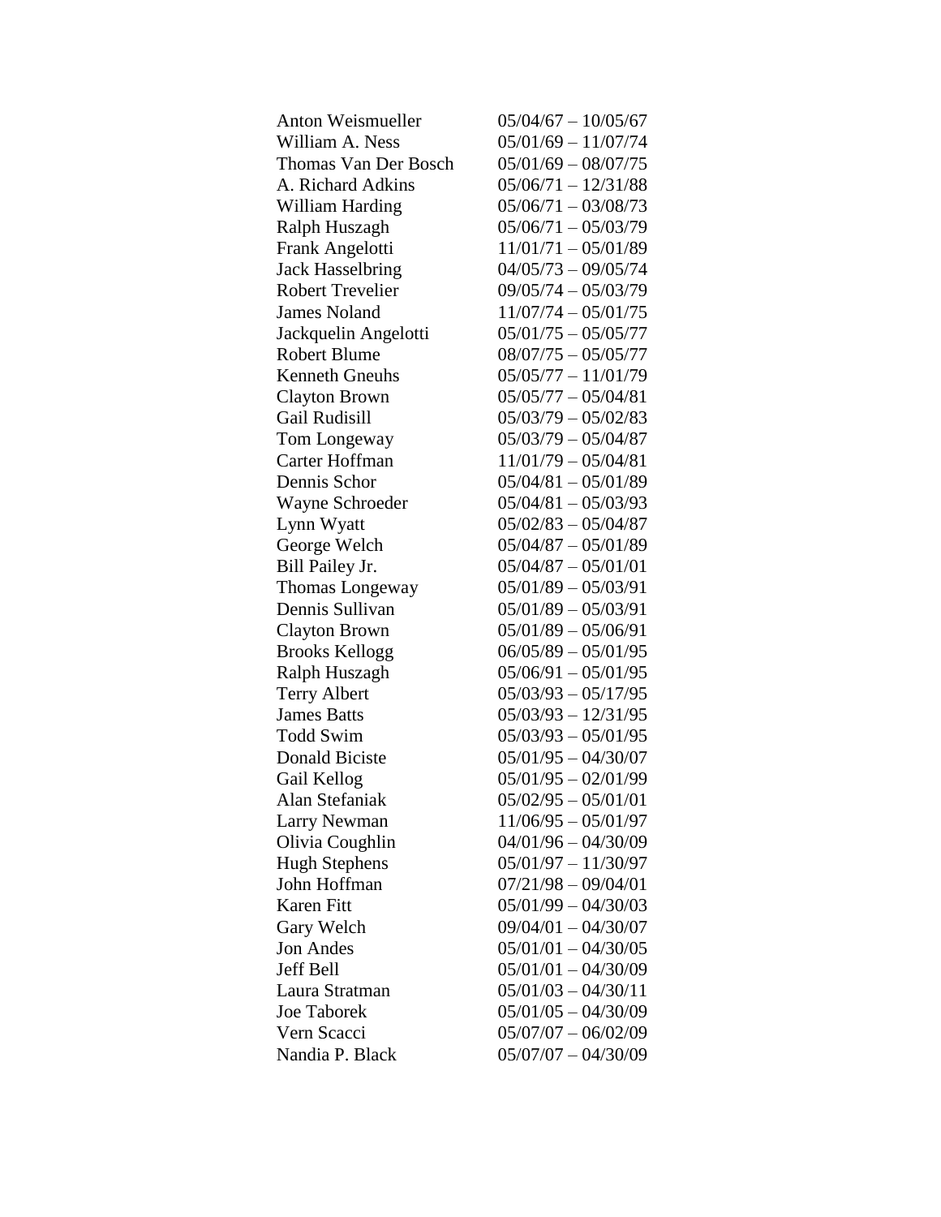| | |
|---|---|
| Anton Weismueller | 05/04/67 – 10/05/67 |
| William A. Ness | 05/01/69 – 11/07/74 |
| Thomas Van Der Bosch | 05/01/69 – 08/07/75 |
| A. Richard Adkins | 05/06/71 – 12/31/88 |
| William Harding | 05/06/71 – 03/08/73 |
| Ralph Huszagh | 05/06/71 – 05/03/79 |
| Frank Angelotti | 11/01/71 – 05/01/89 |
| Jack Hasselbring | 04/05/73 – 09/05/74 |
| Robert Trevelier | 09/05/74 – 05/03/79 |
| James Noland | 11/07/74 – 05/01/75 |
| Jackquelin Angelotti | 05/01/75 – 05/05/77 |
| Robert Blume | 08/07/75 – 05/05/77 |
| Kenneth Gneuhs | 05/05/77 – 11/01/79 |
| Clayton Brown | 05/05/77 – 05/04/81 |
| Gail Rudisill | 05/03/79 – 05/02/83 |
| Tom Longeway | 05/03/79 – 05/04/87 |
| Carter Hoffman | 11/01/79 – 05/04/81 |
| Dennis Schor | 05/04/81 – 05/01/89 |
| Wayne Schroeder | 05/04/81 – 05/03/93 |
| Lynn Wyatt | 05/02/83 – 05/04/87 |
| George Welch | 05/04/87 – 05/01/89 |
| Bill Pailey Jr. | 05/04/87 – 05/01/01 |
| Thomas Longeway | 05/01/89 – 05/03/91 |
| Dennis Sullivan | 05/01/89 – 05/03/91 |
| Clayton Brown | 05/01/89 – 05/06/91 |
| Brooks Kellogg | 06/05/89 – 05/01/95 |
| Ralph Huszagh | 05/06/91 – 05/01/95 |
| Terry Albert | 05/03/93 – 05/17/95 |
| James Batts | 05/03/93 – 12/31/95 |
| Todd Swim | 05/03/93 – 05/01/95 |
| Donald Biciste | 05/01/95 – 04/30/07 |
| Gail Kellog | 05/01/95 – 02/01/99 |
| Alan Stefaniak | 05/02/95 – 05/01/01 |
| Larry Newman | 11/06/95 – 05/01/97 |
| Olivia Coughlin | 04/01/96 – 04/30/09 |
| Hugh Stephens | 05/01/97 – 11/30/97 |
| John Hoffman | 07/21/98 – 09/04/01 |
| Karen Fitt | 05/01/99 – 04/30/03 |
| Gary Welch | 09/04/01 – 04/30/07 |
| Jon Andes | 05/01/01 – 04/30/05 |
| Jeff Bell | 05/01/01 – 04/30/09 |
| Laura Stratman | 05/01/03 – 04/30/11 |
| Joe Taborek | 05/01/05 – 04/30/09 |
| Vern Scacci | 05/07/07 – 06/02/09 |
| Nandia P. Black | 05/07/07 – 04/30/09 |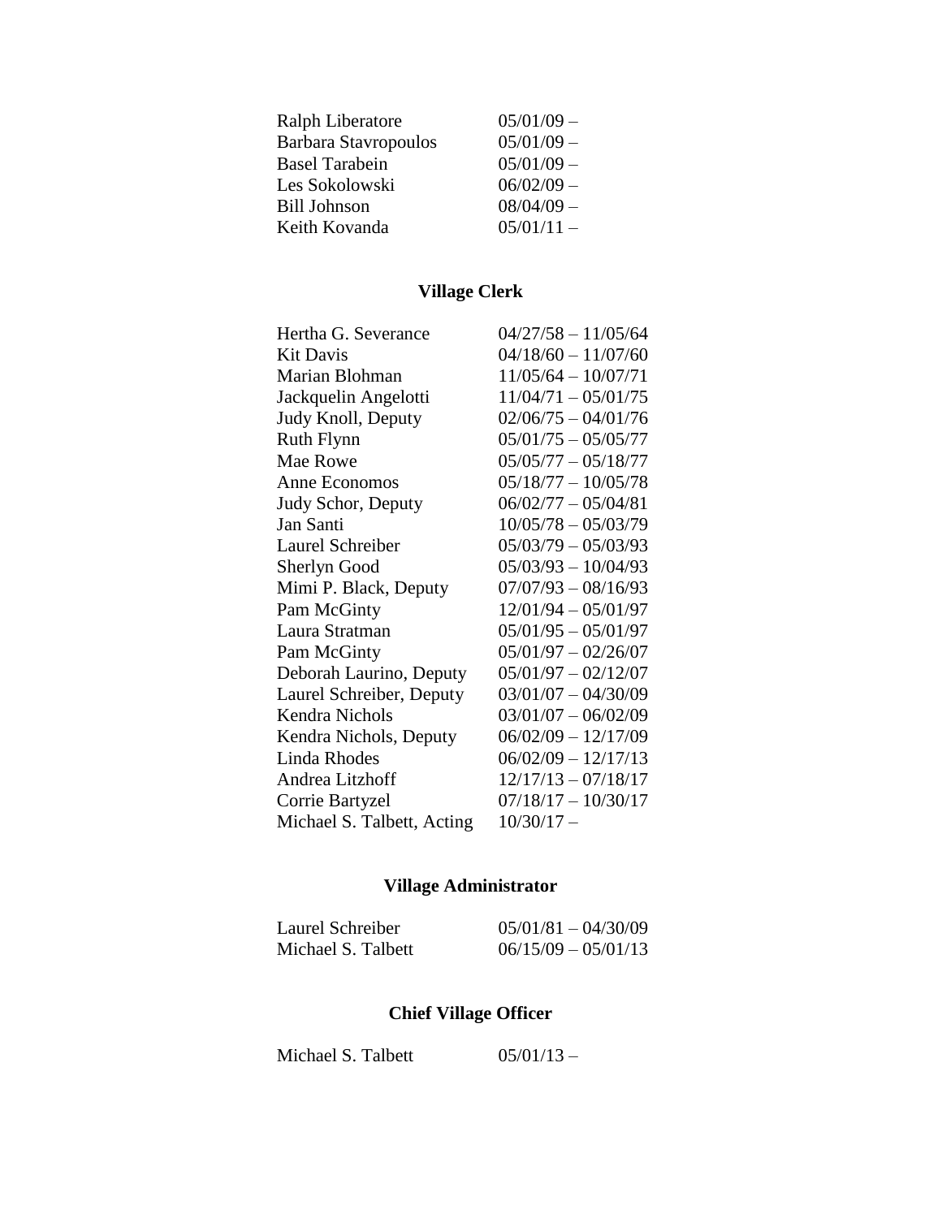| | |
|---|---|
| Ralph Liberatore | 05/01/09 – |
| Barbara Stavropoulos | 05/01/09 – |
| Basel Tarabein | 05/01/09 – |
| Les Sokolowski | 06/02/09 – |
| Bill Johnson | 08/04/09 – |
| Keith Kovanda | 05/01/11 – |

## Village Clerk

| | |
|---|---|
| Hertha G. Severance | 04/27/58 – 11/05/64 |
| Kit Davis | 04/18/60 – 11/07/60 |
| Marian Blohman | 11/05/64 – 10/07/71 |
| Jackquelin Angelotti | 11/04/71 – 05/01/75 |
| Judy Knoll, Deputy | 02/06/75 – 04/01/76 |
| Ruth Flynn | 05/01/75 – 05/05/77 |
| Mae Rowe | 05/05/77 – 05/18/77 |
| Anne Economos | 05/18/77 – 10/05/78 |
| Judy Schor, Deputy | 06/02/77 – 05/04/81 |
| Jan Santi | 10/05/78 – 05/03/79 |
| Laurel Schreiber | 05/03/79 – 05/03/93 |
| Sherlyn Good | 05/03/93 – 10/04/93 |
| Mimi P. Black, Deputy | 07/07/93 – 08/16/93 |
| Pam McGinty | 12/01/94 – 05/01/97 |
| Laura Stratman | 05/01/95 – 05/01/97 |
| Pam McGinty | 05/01/97 – 02/26/07 |
| Deborah Laurino, Deputy | 05/01/97 – 02/12/07 |
| Laurel Schreiber, Deputy | 03/01/07 – 04/30/09 |
| Kendra Nichols | 03/01/07 – 06/02/09 |
| Kendra Nichols, Deputy | 06/02/09 – 12/17/09 |
| Linda Rhodes | 06/02/09 – 12/17/13 |
| Andrea Litzhoff | 12/17/13 – 07/18/17 |
| Corrie Bartyzel | 07/18/17 – 10/30/17 |
| Michael S. Talbett, Acting | 10/30/17 – |

## Village Administrator

| | |
|---|---|
| Laurel Schreiber | 05/01/81 – 04/30/09 |
| Michael S. Talbett | 06/15/09 – 05/01/13 |

## Chief Village Officer

| | |
|---|---|
| Michael S. Talbett | 05/01/13 – |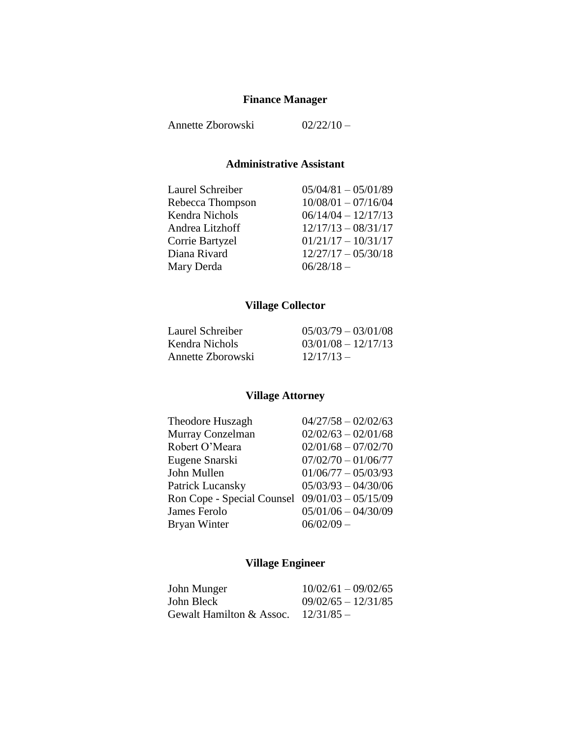## Finance Manager

| | |
|---|---|
| Annette Zborowski | 02/22/10 – |

## Administrative Assistant

| | |
|---|---|
| Laurel Schreiber | 05/04/81 – 05/01/89 |
| Rebecca Thompson | 10/08/01 – 07/16/04 |
| Kendra Nichols | 06/14/04 – 12/17/13 |
| Andrea Litzhoff | 12/17/13 – 08/31/17 |
| Corrie Bartyzel | 01/21/17 – 10/31/17 |
| Diana Rivard | 12/27/17 – 05/30/18 |
| Mary Derda | 06/28/18 – |

## Village Collector

| | |
|---|---|
| Laurel Schreiber | 05/03/79 – 03/01/08 |
| Kendra Nichols | 03/01/08 – 12/17/13 |
| Annette Zborowski | 12/17/13 – |

## Village Attorney

| | |
|---|---|
| Theodore Huszagh | 04/27/58 – 02/02/63 |
| Murray Conzelman | 02/02/63 – 02/01/68 |
| Robert O'Meara | 02/01/68 – 07/02/70 |
| Eugene Snarski | 07/02/70 – 01/06/77 |
| John Mullen | 01/06/77 – 05/03/93 |
| Patrick Lucansky | 05/03/93 – 04/30/06 |
| Ron Cope - Special Counsel | 09/01/03 – 05/15/09 |
| James Ferolo | 05/01/06 – 04/30/09 |
| Bryan Winter | 06/02/09 – |

## Village Engineer

| | |
|---|---|
| John Munger | 10/02/61 – 09/02/65 |
| John Bleck | 09/02/65 – 12/31/85 |
| Gewalt Hamilton & Assoc. | 12/31/85 – |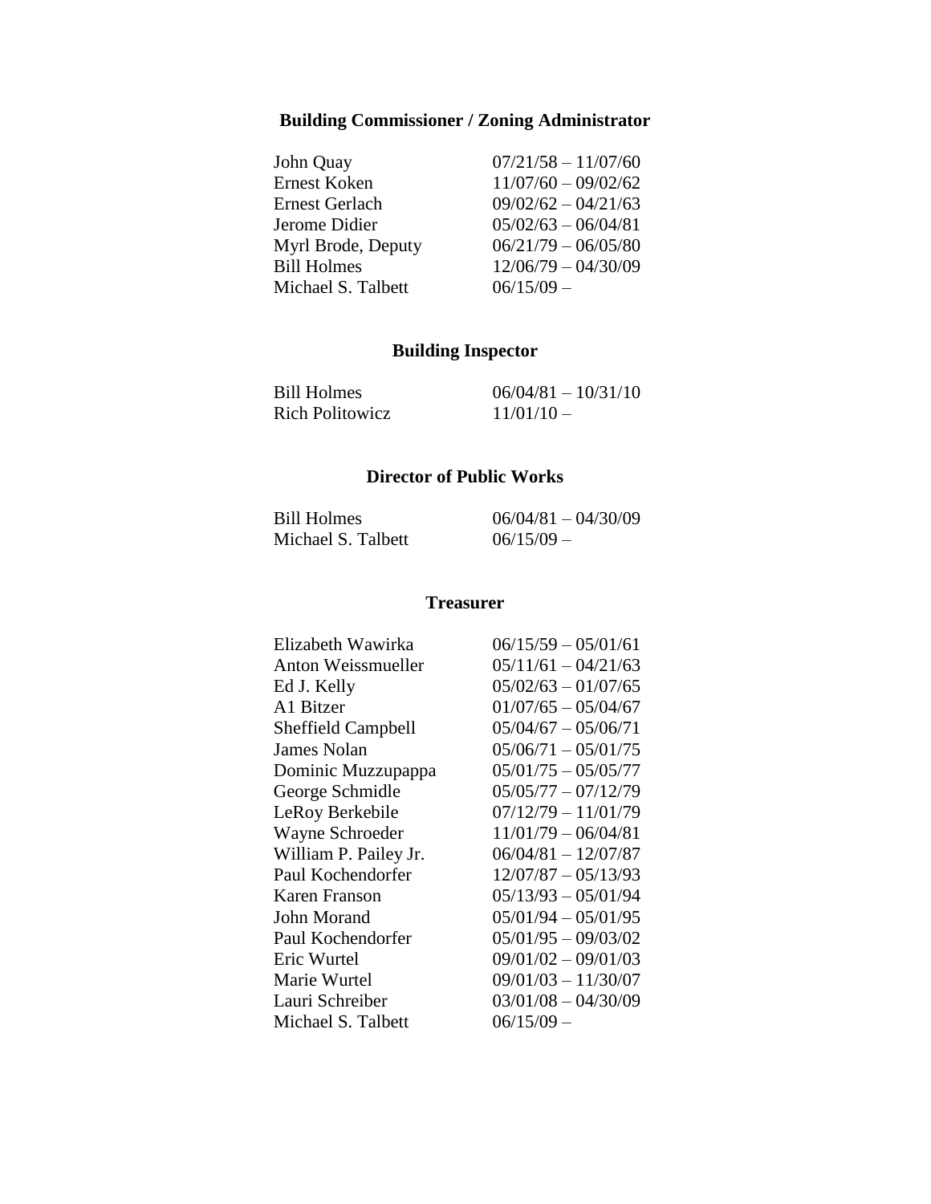**Building Commissioner / Zoning Administrator**

| | |
|---|---|
| John Quay | 07/21/58 – 11/07/60 |
| Ernest Koken | 11/07/60 – 09/02/62 |
| Ernest Gerlach | 09/02/62 – 04/21/63 |
| Jerome Didier | 05/02/63 – 06/04/81 |
| Myrl Brode, Deputy | 06/21/79 – 06/05/80 |
| Bill Holmes | 12/06/79 – 04/30/09 |
| Michael S. Talbett | 06/15/09 – |

**Building Inspector**

| | |
|---|---|
| Bill Holmes | 06/04/81 – 10/31/10 |
| Rich Politowicz | 11/01/10 – |

**Director of Public Works**

| | |
|---|---|
| Bill Holmes | 06/04/81 – 04/30/09 |
| Michael S. Talbett | 06/15/09 – |

**Treasurer**

| | |
|---|---|
| Elizabeth Wawirka | 06/15/59 – 05/01/61 |
| Anton Weissmueller | 05/11/61 – 04/21/63 |
| Ed J. Kelly | 05/02/63 – 01/07/65 |
| A1 Bitzer | 01/07/65 – 05/04/67 |
| Sheffield Campbell | 05/04/67 – 05/06/71 |
| James Nolan | 05/06/71 – 05/01/75 |
| Dominic Muzzupappa | 05/01/75 – 05/05/77 |
| George Schmidle | 05/05/77 – 07/12/79 |
| LeRoy Berkebile | 07/12/79 – 11/01/79 |
| Wayne Schroeder | 11/01/79 – 06/04/81 |
| William P. Pailey Jr. | 06/04/81 – 12/07/87 |
| Paul Kochendorfer | 12/07/87 – 05/13/93 |
| Karen Franson | 05/13/93 – 05/01/94 |
| John Morand | 05/01/94 – 05/01/95 |
| Paul Kochendorfer | 05/01/95 – 09/03/02 |
| Eric Wurtel | 09/01/02 – 09/01/03 |
| Marie Wurtel | 09/01/03 – 11/30/07 |
| Lauri Schreiber | 03/01/08 – 04/30/09 |
| Michael S. Talbett | 06/15/09 – |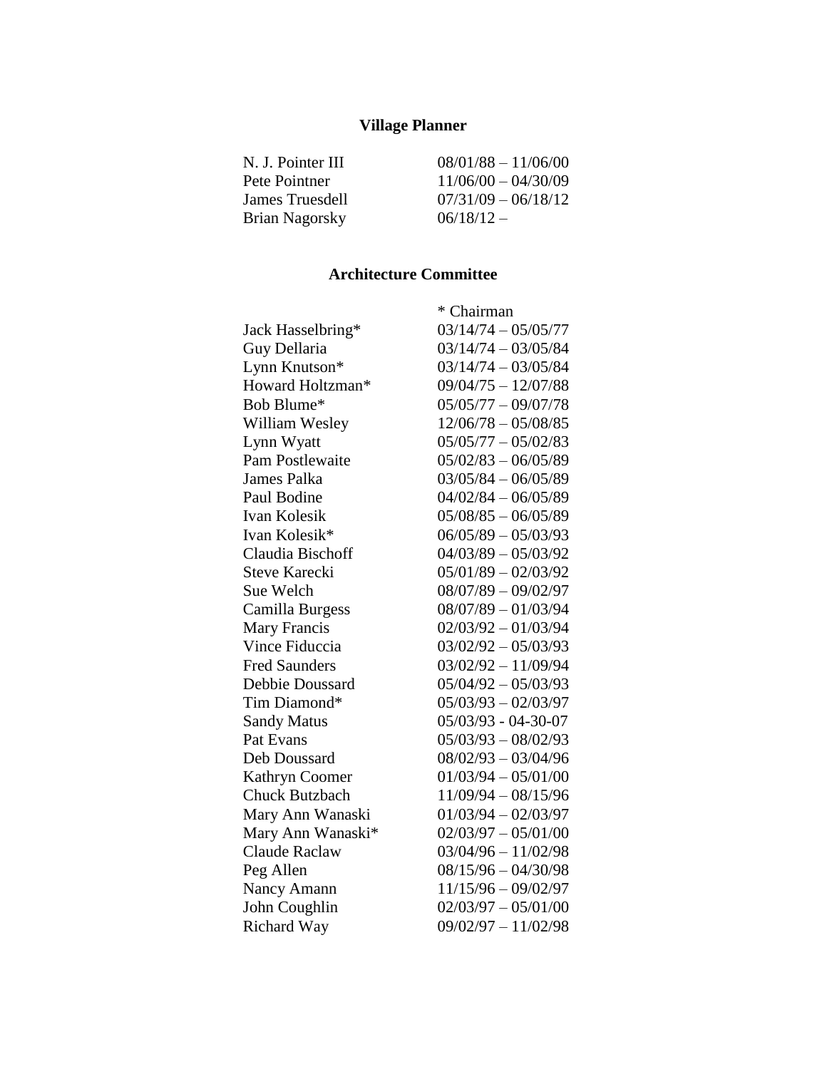## Village Planner

| | |
|---|---|
| N. J. Pointer III | 08/01/88 – 11/06/00 |
| Pete Pointner | 11/06/00 – 04/30/09 |
| James Truesdell | 07/31/09 – 06/18/12 |
| Brian Nagorsky | 06/18/12 – |

## Architecture Committee

| | * Chairman |
|---|---|
| Jack Hasselbring* | 03/14/74 – 05/05/77 |
| Guy Dellaria | 03/14/74 – 03/05/84 |
| Lynn Knutson* | 03/14/74 – 03/05/84 |
| Howard Holtzman* | 09/04/75 – 12/07/88 |
| Bob Blume* | 05/05/77 – 09/07/78 |
| William Wesley | 12/06/78 – 05/08/85 |
| Lynn Wyatt | 05/05/77 – 05/02/83 |
| Pam Postlewaite | 05/02/83 – 06/05/89 |
| James Palka | 03/05/84 – 06/05/89 |
| Paul Bodine | 04/02/84 – 06/05/89 |
| Ivan Kolesik | 05/08/85 – 06/05/89 |
| Ivan Kolesik* | 06/05/89 – 05/03/93 |
| Claudia Bischoff | 04/03/89 – 05/03/92 |
| Steve Karecki | 05/01/89 – 02/03/92 |
| Sue Welch | 08/07/89 – 09/02/97 |
| Camilla Burgess | 08/07/89 – 01/03/94 |
| Mary Francis | 02/03/92 – 01/03/94 |
| Vince Fiduccia | 03/02/92 – 05/03/93 |
| Fred Saunders | 03/02/92 – 11/09/94 |
| Debbie Doussard | 05/04/92 – 05/03/93 |
| Tim Diamond* | 05/03/93 – 02/03/97 |
| Sandy Matus | 05/03/93 - 04-30-07 |
| Pat Evans | 05/03/93 – 08/02/93 |
| Deb Doussard | 08/02/93 – 03/04/96 |
| Kathryn Coomer | 01/03/94 – 05/01/00 |
| Chuck Butzbach | 11/09/94 – 08/15/96 |
| Mary Ann Wanaski | 01/03/94 – 02/03/97 |
| Mary Ann Wanaski* | 02/03/97 – 05/01/00 |
| Claude Raclaw | 03/04/96 – 11/02/98 |
| Peg Allen | 08/15/96 – 04/30/98 |
| Nancy Amann | 11/15/96 – 09/02/97 |
| John Coughlin | 02/03/97 – 05/01/00 |
| Richard Way | 09/02/97 – 11/02/98 |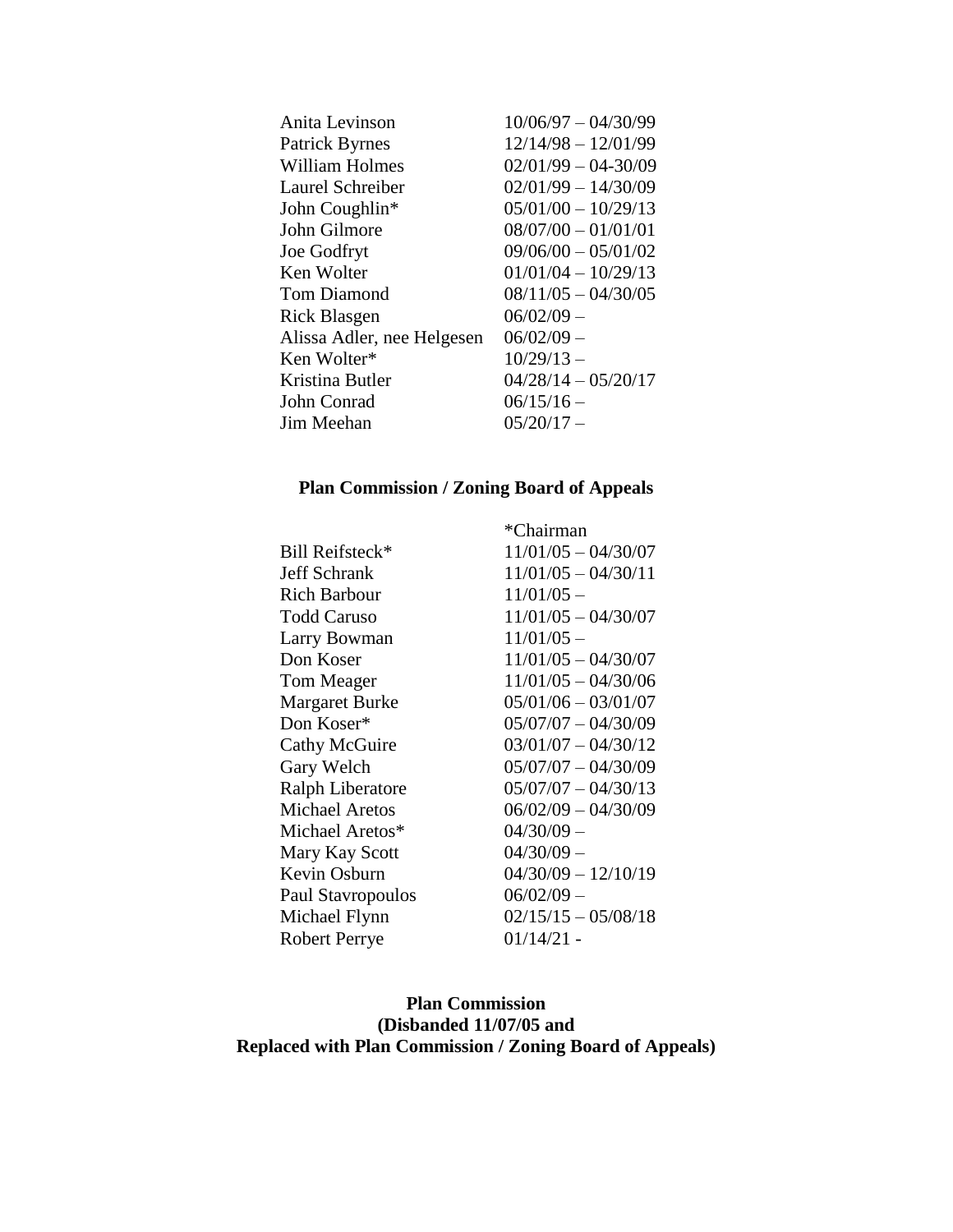| | |
|---|---|
| Anita Levinson | 10/06/97 – 04/30/99 |
| Patrick Byrnes | 12/14/98 – 12/01/99 |
| William Holmes | 02/01/99 – 04-30/09 |
| Laurel Schreiber | 02/01/99 – 14/30/09 |
| John Coughlin* | 05/01/00 – 10/29/13 |
| John Gilmore | 08/07/00 – 01/01/01 |
| Joe Godfryt | 09/06/00 – 05/01/02 |
| Ken Wolter | 01/01/04 – 10/29/13 |
| Tom Diamond | 08/11/05 – 04/30/05 |
| Rick Blasgen | 06/02/09 – |
| Alissa Adler, nee Helgesen | 06/02/09 – |
| Ken Wolter* | 10/29/13 – |
| Kristina Butler | 04/28/14 – 05/20/17 |
| John Conrad | 06/15/16 – |
| Jim Meehan | 05/20/17 – |

## Plan Commission / Zoning Board of Appeals

| | *Chairman |
|---|---|
| Bill Reifsteck* | 11/01/05 – 04/30/07 |
| Jeff Schrank | 11/01/05 – 04/30/11 |
| Rich Barbour | 11/01/05 – |
| Todd Caruso | 11/01/05 – 04/30/07 |
| Larry Bowman | 11/01/05 – |
| Don Koser | 11/01/05 – 04/30/07 |
| Tom Meager | 11/01/05 – 04/30/06 |
| Margaret Burke | 05/01/06 – 03/01/07 |
| Don Koser* | 05/07/07 – 04/30/09 |
| Cathy McGuire | 03/01/07 – 04/30/12 |
| Gary Welch | 05/07/07 – 04/30/09 |
| Ralph Liberatore | 05/07/07 – 04/30/13 |
| Michael Aretos | 06/02/09 – 04/30/09 |
| Michael Aretos* | 04/30/09 – |
| Mary Kay Scott | 04/30/09 – |
| Kevin Osburn | 04/30/09 – 12/10/19 |
| Paul Stavropoulos | 06/02/09 – |
| Michael Flynn | 02/15/15 – 05/08/18 |
| Robert Perrye | 01/14/21 - |

## Plan Commission
## (Disbanded 11/07/05 and Replaced with Plan Commission / Zoning Board of Appeals)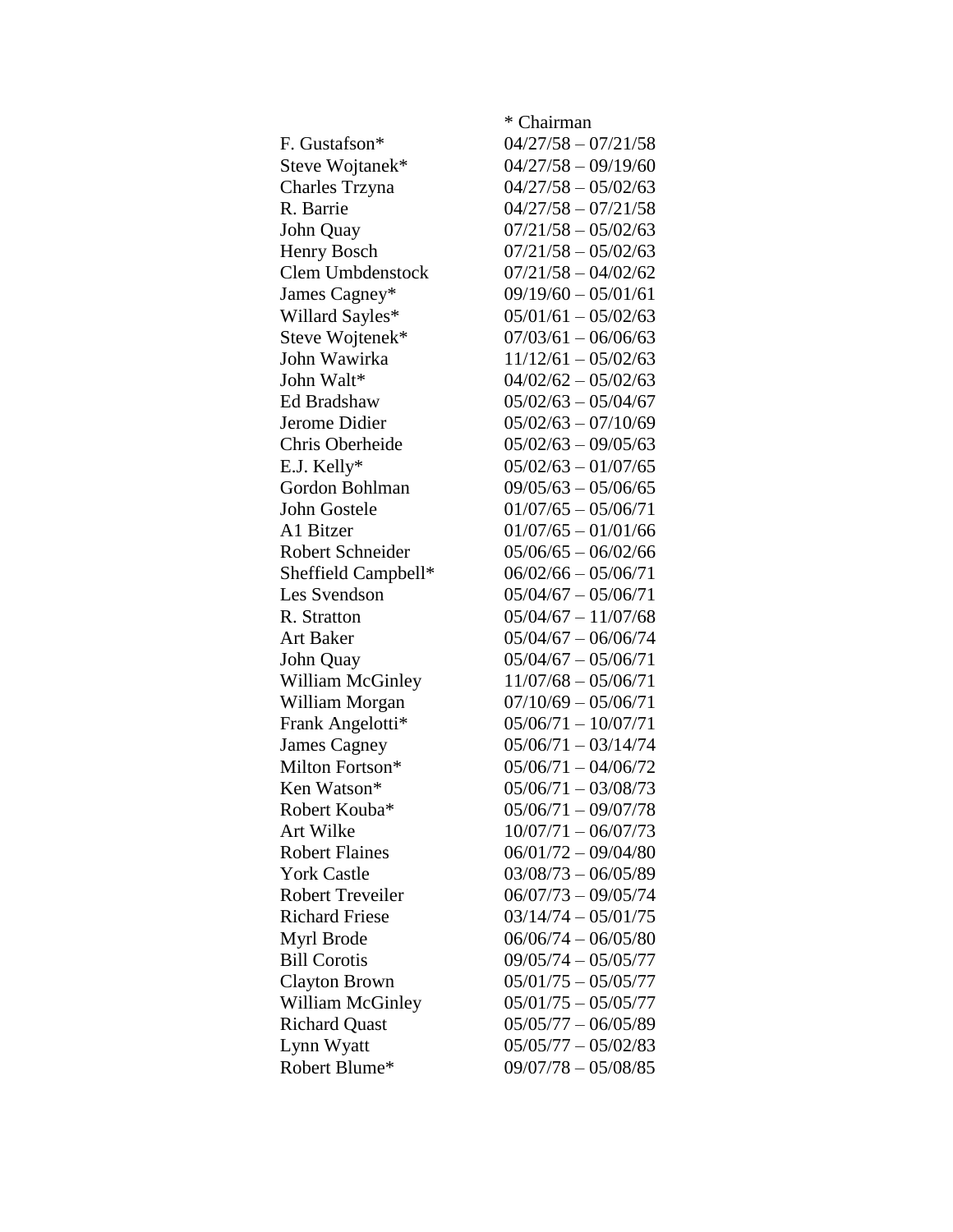| | * Chairman |
|---|---|
| F. Gustafson* | 04/27/58 – 07/21/58 |
| Steve Wojtanek* | 04/27/58 – 09/19/60 |
| Charles Trzyna | 04/27/58 – 05/02/63 |
| R. Barrie | 04/27/58 – 07/21/58 |
| John Quay | 07/21/58 – 05/02/63 |
| Henry Bosch | 07/21/58 – 05/02/63 |
| Clem Umbdenstock | 07/21/58 – 04/02/62 |
| James Cagney* | 09/19/60 – 05/01/61 |
| Willard Sayles* | 05/01/61 – 05/02/63 |
| Steve Wojtenek* | 07/03/61 – 06/06/63 |
| John Wawirka | 11/12/61 – 05/02/63 |
| John Walt* | 04/02/62 – 05/02/63 |
| Ed Bradshaw | 05/02/63 – 05/04/67 |
| Jerome Didier | 05/02/63 – 07/10/69 |
| Chris Oberheide | 05/02/63 – 09/05/63 |
| E.J. Kelly* | 05/02/63 – 01/07/65 |
| Gordon Bohlman | 09/05/63 – 05/06/65 |
| John Gostele | 01/07/65 – 05/06/71 |
| A1 Bitzer | 01/07/65 – 01/01/66 |
| Robert Schneider | 05/06/65 – 06/02/66 |
| Sheffield Campbell* | 06/02/66 – 05/06/71 |
| Les Svendson | 05/04/67 – 05/06/71 |
| R. Stratton | 05/04/67 – 11/07/68 |
| Art Baker | 05/04/67 – 06/06/74 |
| John Quay | 05/04/67 – 05/06/71 |
| William McGinley | 11/07/68 – 05/06/71 |
| William Morgan | 07/10/69 – 05/06/71 |
| Frank Angelotti* | 05/06/71 – 10/07/71 |
| James Cagney | 05/06/71 – 03/14/74 |
| Milton Fortson* | 05/06/71 – 04/06/72 |
| Ken Watson* | 05/06/71 – 03/08/73 |
| Robert Kouba* | 05/06/71 – 09/07/78 |
| Art Wilke | 10/07/71 – 06/07/73 |
| Robert Flaines | 06/01/72 – 09/04/80 |
| York Castle | 03/08/73 – 06/05/89 |
| Robert Treveiler | 06/07/73 – 09/05/74 |
| Richard Friese | 03/14/74 – 05/01/75 |
| Myrl Brode | 06/06/74 – 06/05/80 |
| Bill Corotis | 09/05/74 – 05/05/77 |
| Clayton Brown | 05/01/75 – 05/05/77 |
| William McGinley | 05/01/75 – 05/05/77 |
| Richard Quast | 05/05/77 – 06/05/89 |
| Lynn Wyatt | 05/05/77 – 05/02/83 |
| Robert Blume* | 09/07/78 – 05/08/85 |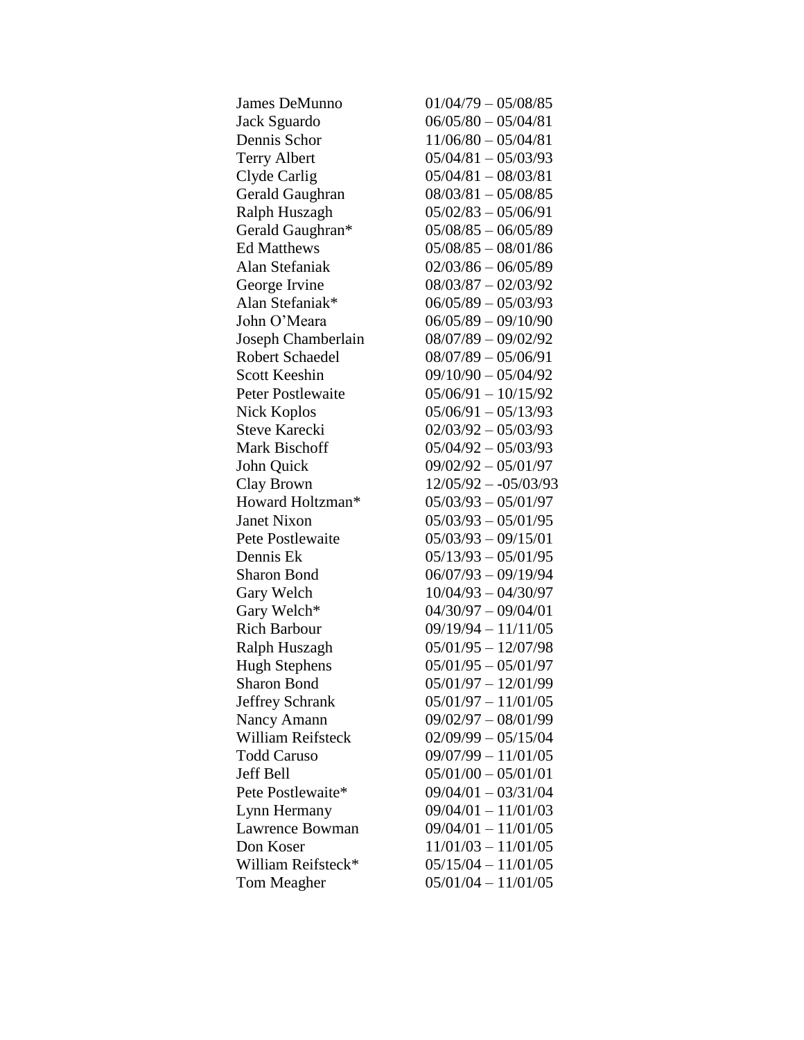| | |
|---|---|
| James DeMunno | 01/04/79 – 05/08/85 |
| Jack Sguardo | 06/05/80 – 05/04/81 |
| Dennis Schor | 11/06/80 – 05/04/81 |
| Terry Albert | 05/04/81 – 05/03/93 |
| Clyde Carlig | 05/04/81 – 08/03/81 |
| Gerald Gaughran | 08/03/81 – 05/08/85 |
| Ralph Huszagh | 05/02/83 – 05/06/91 |
| Gerald Gaughran* | 05/08/85 – 06/05/89 |
| Ed Matthews | 05/08/85 – 08/01/86 |
| Alan Stefaniak | 02/03/86 – 06/05/89 |
| George Irvine | 08/03/87 – 02/03/92 |
| Alan Stefaniak* | 06/05/89 – 05/03/93 |
| John O'Meara | 06/05/89 – 09/10/90 |
| Joseph Chamberlain | 08/07/89 – 09/02/92 |
| Robert Schaedel | 08/07/89 – 05/06/91 |
| Scott Keeshin | 09/10/90 – 05/04/92 |
| Peter Postlewaite | 05/06/91 – 10/15/92 |
| Nick Koplos | 05/06/91 – 05/13/93 |
| Steve Karecki | 02/03/92 – 05/03/93 |
| Mark Bischoff | 05/04/92 – 05/03/93 |
| John Quick | 09/02/92 – 05/01/97 |
| Clay Brown | 12/05/92 – -05/03/93 |
| Howard Holtzman* | 05/03/93 – 05/01/97 |
| Janet Nixon | 05/03/93 – 05/01/95 |
| Pete Postlewaite | 05/03/93 – 09/15/01 |
| Dennis Ek | 05/13/93 – 05/01/95 |
| Sharon Bond | 06/07/93 – 09/19/94 |
| Gary Welch | 10/04/93 – 04/30/97 |
| Gary Welch* | 04/30/97 – 09/04/01 |
| Rich Barbour | 09/19/94 – 11/11/05 |
| Ralph Huszagh | 05/01/95 – 12/07/98 |
| Hugh Stephens | 05/01/95 – 05/01/97 |
| Sharon Bond | 05/01/97 – 12/01/99 |
| Jeffrey Schrank | 05/01/97 – 11/01/05 |
| Nancy Amann | 09/02/97 – 08/01/99 |
| William Reifsteck | 02/09/99 – 05/15/04 |
| Todd Caruso | 09/07/99 – 11/01/05 |
| Jeff Bell | 05/01/00 – 05/01/01 |
| Pete Postlewaite* | 09/04/01 – 03/31/04 |
| Lynn Hermany | 09/04/01 – 11/01/03 |
| Lawrence Bowman | 09/04/01 – 11/01/05 |
| Don Koser | 11/01/03 – 11/01/05 |
| William Reifsteck* | 05/15/04 – 11/01/05 |
| Tom Meagher | 05/01/04 – 11/01/05 |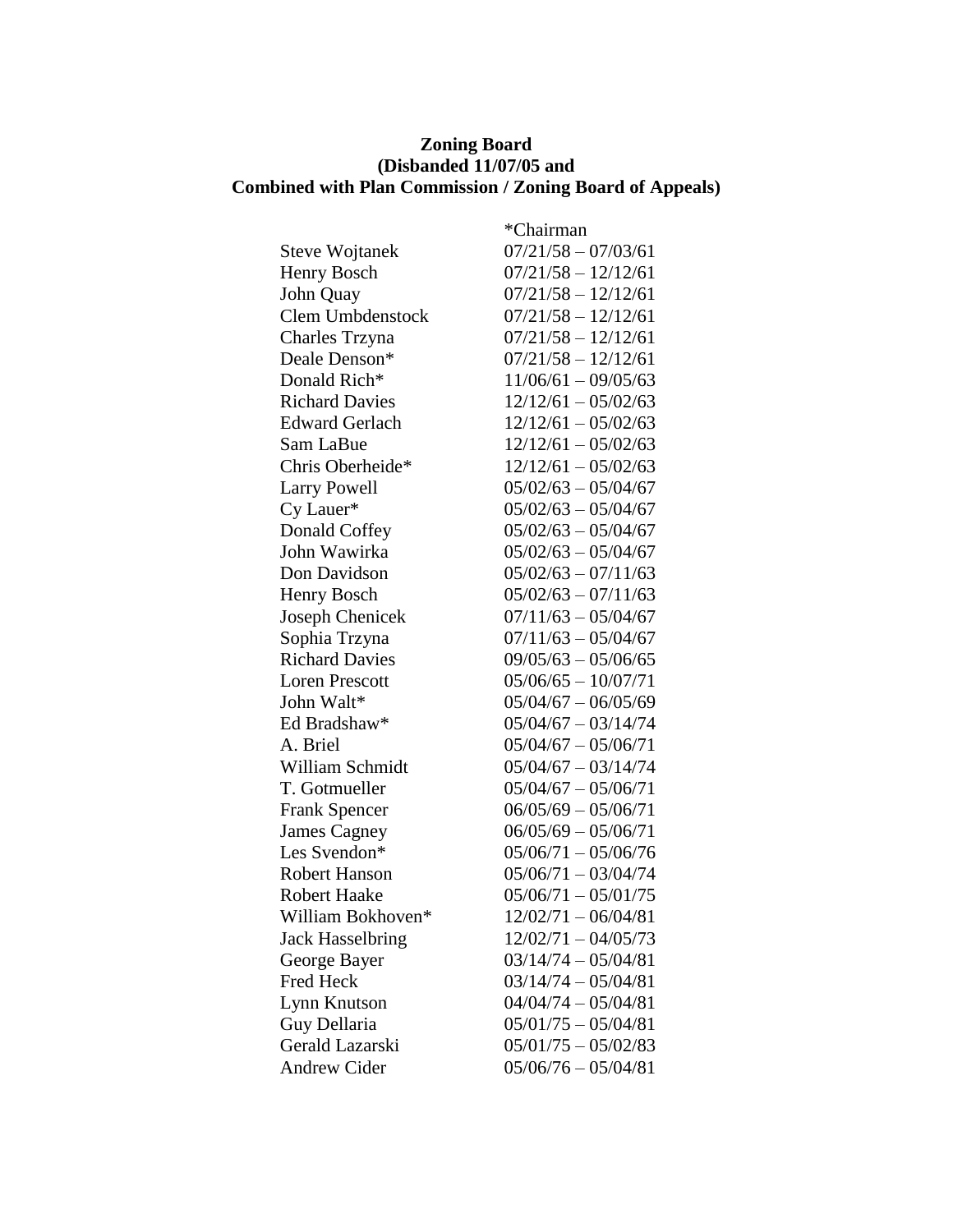**Zoning Board**
**(Disbanded 11/07/05 and**
**Combined with Plan Commission / Zoning Board of Appeals)**

| | *Chairman |
|---|---|
| Steve Wojtanek | 07/21/58 – 07/03/61 |
| Henry Bosch | 07/21/58 – 12/12/61 |
| John Quay | 07/21/58 – 12/12/61 |
| Clem Umbdenstock | 07/21/58 – 12/12/61 |
| Charles Trzyna | 07/21/58 – 12/12/61 |
| Deale Denson* | 07/21/58 – 12/12/61 |
| Donald Rich* | 11/06/61 – 09/05/63 |
| Richard Davies | 12/12/61 – 05/02/63 |
| Edward Gerlach | 12/12/61 – 05/02/63 |
| Sam LaBue | 12/12/61 – 05/02/63 |
| Chris Oberheide* | 12/12/61 – 05/02/63 |
| Larry Powell | 05/02/63 – 05/04/67 |
| Cy Lauer* | 05/02/63 – 05/04/67 |
| Donald Coffey | 05/02/63 – 05/04/67 |
| John Wawirka | 05/02/63 – 05/04/67 |
| Don Davidson | 05/02/63 – 07/11/63 |
| Henry Bosch | 05/02/63 – 07/11/63 |
| Joseph Chenicek | 07/11/63 – 05/04/67 |
| Sophia Trzyna | 07/11/63 – 05/04/67 |
| Richard Davies | 09/05/63 – 05/06/65 |
| Loren Prescott | 05/06/65 – 10/07/71 |
| John Walt* | 05/04/67 – 06/05/69 |
| Ed Bradshaw* | 05/04/67 – 03/14/74 |
| A. Briel | 05/04/67 – 05/06/71 |
| William Schmidt | 05/04/67 – 03/14/74 |
| T. Gotmueller | 05/04/67 – 05/06/71 |
| Frank Spencer | 06/05/69 – 05/06/71 |
| James Cagney | 06/05/69 – 05/06/71 |
| Les Svendon* | 05/06/71 – 05/06/76 |
| Robert Hanson | 05/06/71 – 03/04/74 |
| Robert Haake | 05/06/71 – 05/01/75 |
| William Bokhoven* | 12/02/71 – 06/04/81 |
| Jack Hasselbring | 12/02/71 – 04/05/73 |
| George Bayer | 03/14/74 – 05/04/81 |
| Fred Heck | 03/14/74 – 05/04/81 |
| Lynn Knutson | 04/04/74 – 05/04/81 |
| Guy Dellaria | 05/01/75 – 05/04/81 |
| Gerald Lazarski | 05/01/75 – 05/02/83 |
| Andrew Cider | 05/06/76 – 05/04/81 |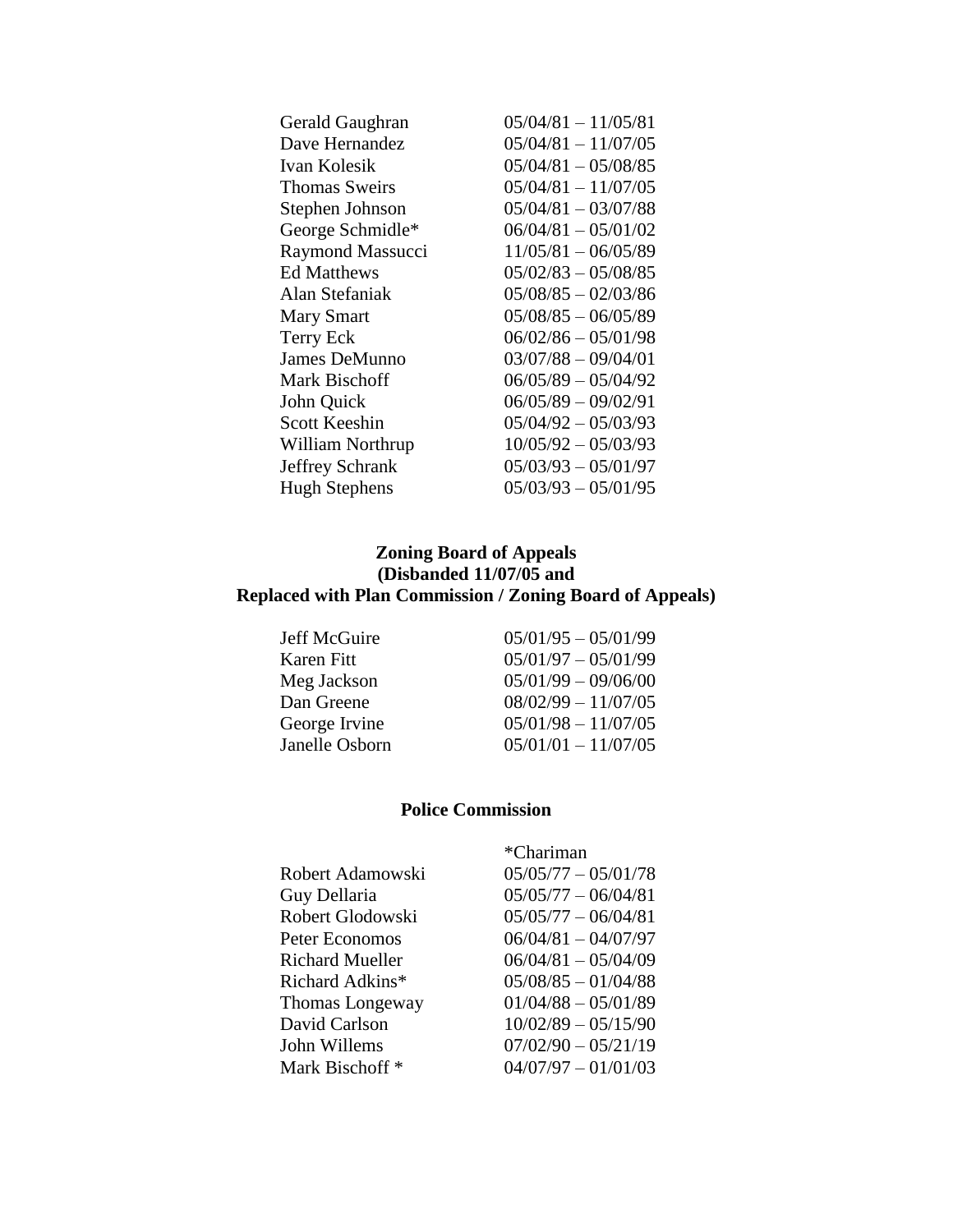| | |
|---|---|
| Gerald Gaughran | 05/04/81 – 11/05/81 |
| Dave Hernandez | 05/04/81 – 11/07/05 |
| Ivan Kolesik | 05/04/81 – 05/08/85 |
| Thomas Sweirs | 05/04/81 – 11/07/05 |
| Stephen Johnson | 05/04/81 – 03/07/88 |
| George Schmidle* | 06/04/81 – 05/01/02 |
| Raymond Massucci | 11/05/81 – 06/05/89 |
| Ed Matthews | 05/02/83 – 05/08/85 |
| Alan Stefaniak | 05/08/85 – 02/03/86 |
| Mary Smart | 05/08/85 – 06/05/89 |
| Terry Eck | 06/02/86 – 05/01/98 |
| James DeMunno | 03/07/88 – 09/04/01 |
| Mark Bischoff | 06/05/89 – 05/04/92 |
| John Quick | 06/05/89 – 09/02/91 |
| Scott Keeshin | 05/04/92 – 05/03/93 |
| William Northrup | 10/05/92 – 05/03/93 |
| Jeffrey Schrank | 05/03/93 – 05/01/97 |
| Hugh Stephens | 05/03/93 – 05/01/95 |

## Zoning Board of Appeals (Disbanded 11/07/05 and Replaced with Plan Commission / Zoning Board of Appeals)

| | |
|---|---|
| Jeff McGuire | 05/01/95 – 05/01/99 |
| Karen Fitt | 05/01/97 – 05/01/99 |
| Meg Jackson | 05/01/99 – 09/06/00 |
| Dan Greene | 08/02/99 – 11/07/05 |
| George Irvine | 05/01/98 – 11/07/05 |
| Janelle Osborn | 05/01/01 – 11/07/05 |

## Police Commission

| | *Chariman |
|---|---|
| Robert Adamowski | 05/05/77 – 05/01/78 |
| Guy Dellaria | 05/05/77 – 06/04/81 |
| Robert Glodowski | 05/05/77 – 06/04/81 |
| Peter Economos | 06/04/81 – 04/07/97 |
| Richard Mueller | 06/04/81 – 05/04/09 |
| Richard Adkins* | 05/08/85 – 01/04/88 |
| Thomas Longeway | 01/04/88 – 05/01/89 |
| David Carlson | 10/02/89 – 05/15/90 |
| John Willems | 07/02/90 – 05/21/19 |
| Mark Bischoff * | 04/07/97 – 01/01/03 |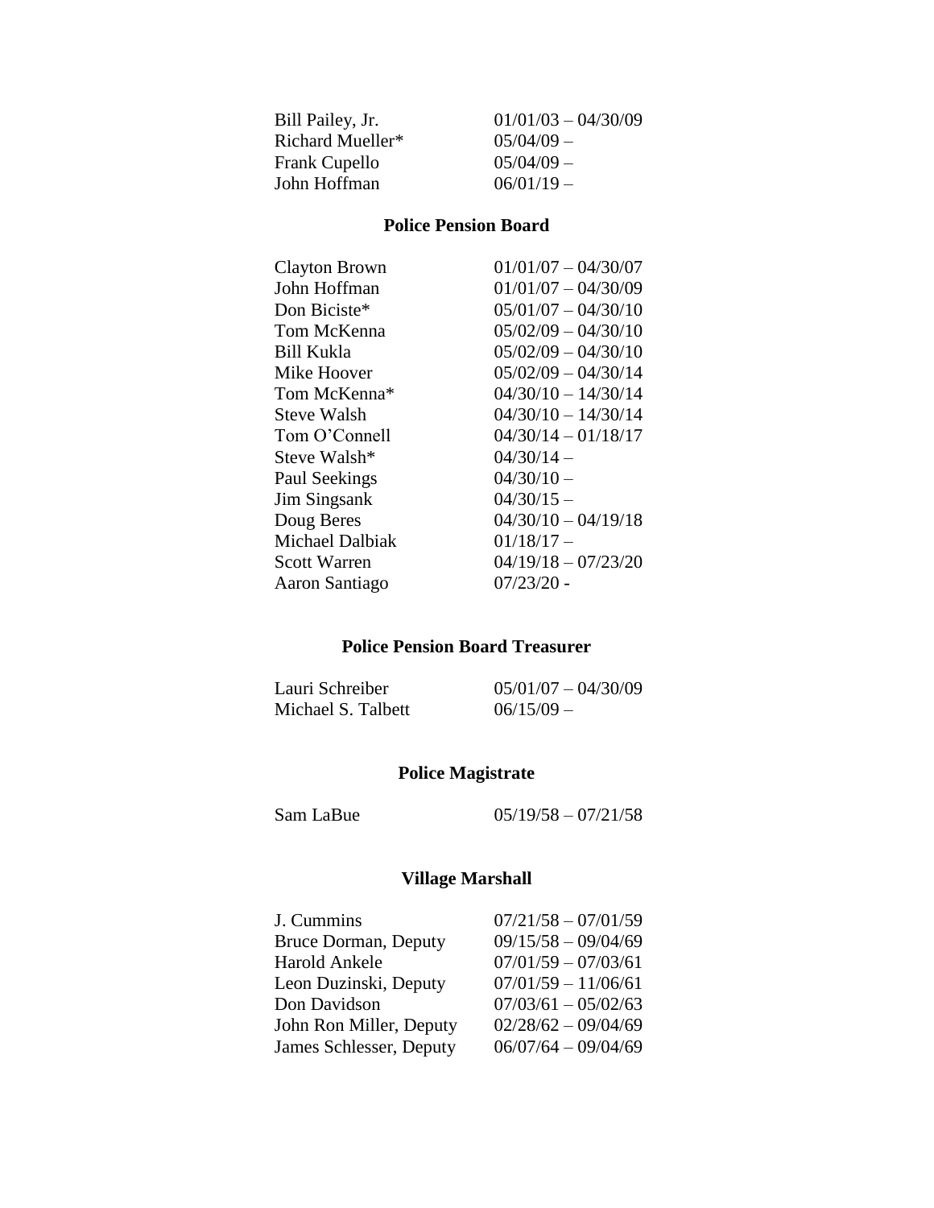| | |
|---|---|
| Bill Pailey, Jr. | 01/01/03 – 04/30/09 |
| Richard Mueller* | 05/04/09 – |
| Frank Cupello | 05/04/09 – |
| John Hoffman | 06/01/19 – |

## Police Pension Board

| | |
|---|---|
| Clayton Brown | 01/01/07 – 04/30/07 |
| John Hoffman | 01/01/07 – 04/30/09 |
| Don Biciste* | 05/01/07 – 04/30/10 |
| Tom McKenna | 05/02/09 – 04/30/10 |
| Bill Kukla | 05/02/09 – 04/30/10 |
| Mike Hoover | 05/02/09 – 04/30/14 |
| Tom McKenna* | 04/30/10 – 14/30/14 |
| Steve Walsh | 04/30/10 – 14/30/14 |
| Tom O'Connell | 04/30/14 – 01/18/17 |
| Steve Walsh* | 04/30/14 – |
| Paul Seekings | 04/30/10 – |
| Jim Singsank | 04/30/15 – |
| Doug Beres | 04/30/10 – 04/19/18 |
| Michael Dalbiak | 01/18/17 – |
| Scott Warren | 04/19/18 – 07/23/20 |
| Aaron Santiago | 07/23/20 - |

## Police Pension Board Treasurer

| | |
|---|---|
| Lauri Schreiber | 05/01/07 – 04/30/09 |
| Michael S. Talbett | 06/15/09 – |

## Police Magistrate

| | |
|---|---|
| Sam LaBue | 05/19/58 – 07/21/58 |

## Village Marshall

| | |
|---|---|
| J. Cummins | 07/21/58 – 07/01/59 |
| Bruce Dorman, Deputy | 09/15/58 – 09/04/69 |
| Harold Ankele | 07/01/59 – 07/03/61 |
| Leon Duzinski, Deputy | 07/01/59 – 11/06/61 |
| Don Davidson | 07/03/61 – 05/02/63 |
| John Ron Miller, Deputy | 02/28/62 – 09/04/69 |
| James Schlesser, Deputy | 06/07/64 – 09/04/69 |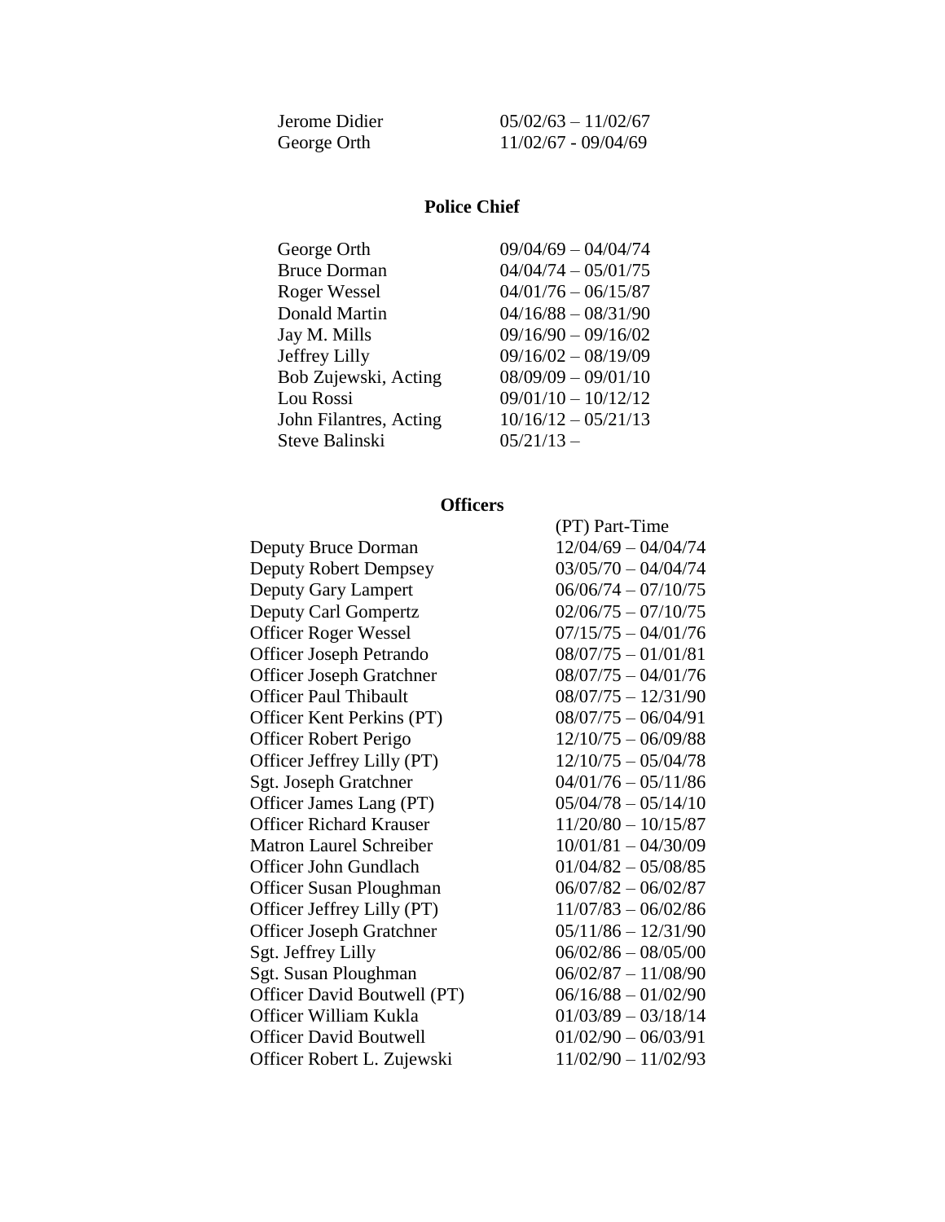| | |
|---|---|
| Jerome Didier | 05/02/63 – 11/02/67 |
| George Orth | 11/02/67 - 09/04/69 |

## Police Chief

| | |
|---|---|
| George Orth | 09/04/69 – 04/04/74 |
| Bruce Dorman | 04/04/74 – 05/01/75 |
| Roger Wessel | 04/01/76 – 06/15/87 |
| Donald Martin | 04/16/88 – 08/31/90 |
| Jay M. Mills | 09/16/90 – 09/16/02 |
| Jeffrey Lilly | 09/16/02 – 08/19/09 |
| Bob Zujewski, Acting | 08/09/09 – 09/01/10 |
| Lou Rossi | 09/01/10 – 10/12/12 |
| John Filantres, Acting | 10/16/12 – 05/21/13 |
| Steve Balinski | 05/21/13 – |

## Officers

| | (PT) Part-Time |
|---|---|
| Deputy Bruce Dorman | 12/04/69 – 04/04/74 |
| Deputy Robert Dempsey | 03/05/70 – 04/04/74 |
| Deputy Gary Lampert | 06/06/74 – 07/10/75 |
| Deputy Carl Gompertz | 02/06/75 – 07/10/75 |
| Officer Roger Wessel | 07/15/75 – 04/01/76 |
| Officer Joseph Petrando | 08/07/75 – 01/01/81 |
| Officer Joseph Gratchner | 08/07/75 – 04/01/76 |
| Officer Paul Thibault | 08/07/75 – 12/31/90 |
| Officer Kent Perkins (PT) | 08/07/75 – 06/04/91 |
| Officer Robert Perigo | 12/10/75 – 06/09/88 |
| Officer Jeffrey Lilly (PT) | 12/10/75 – 05/04/78 |
| Sgt. Joseph Gratchner | 04/01/76 – 05/11/86 |
| Officer James Lang (PT) | 05/04/78 – 05/14/10 |
| Officer Richard Krauser | 11/20/80 – 10/15/87 |
| Matron Laurel Schreiber | 10/01/81 – 04/30/09 |
| Officer John Gundlach | 01/04/82 – 05/08/85 |
| Officer Susan Ploughman | 06/07/82 – 06/02/87 |
| Officer Jeffrey Lilly (PT) | 11/07/83 – 06/02/86 |
| Officer Joseph Gratchner | 05/11/86 – 12/31/90 |
| Sgt. Jeffrey Lilly | 06/02/86 – 08/05/00 |
| Sgt. Susan Ploughman | 06/02/87 – 11/08/90 |
| Officer David Boutwell (PT) | 06/16/88 – 01/02/90 |
| Officer William Kukla | 01/03/89 – 03/18/14 |
| Officer David Boutwell | 01/02/90 – 06/03/91 |
| Officer Robert L. Zujewski | 11/02/90 – 11/02/93 |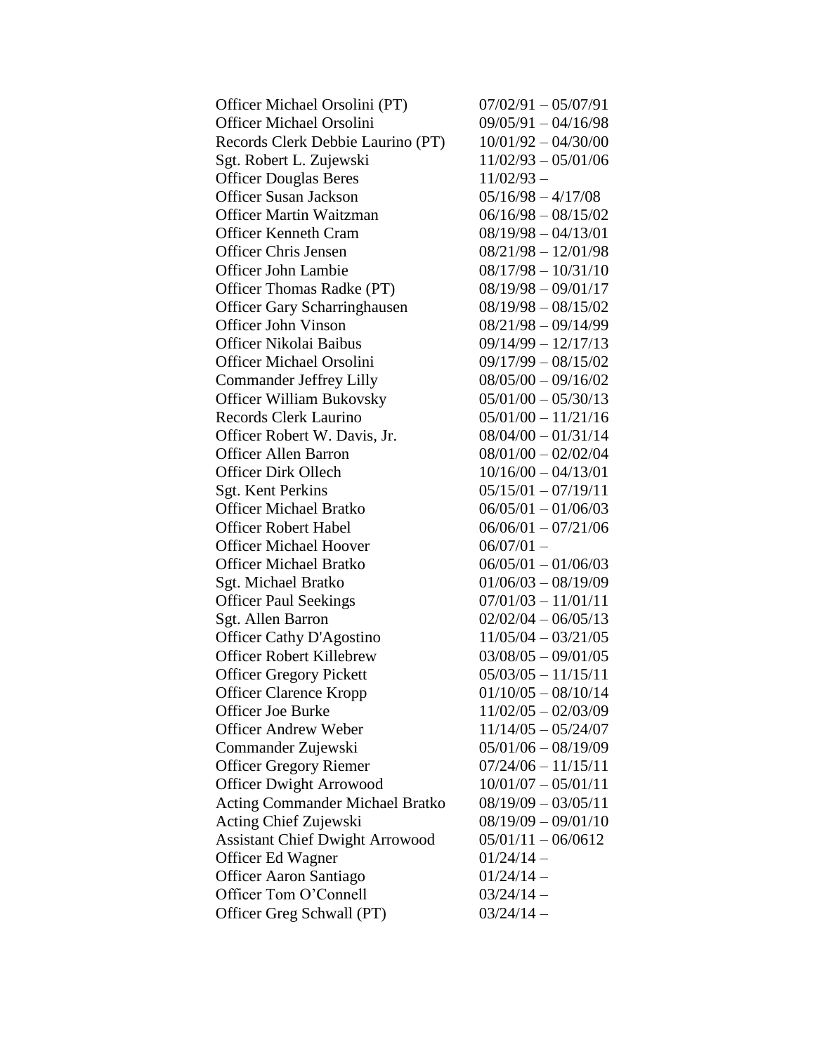| | |
|---|---|
| Officer Michael Orsolini (PT) | 07/02/91 – 05/07/91 |
| Officer Michael Orsolini | 09/05/91 – 04/16/98 |
| Records Clerk Debbie Laurino (PT) | 10/01/92 – 04/30/00 |
| Sgt. Robert L. Zujewski | 11/02/93 – 05/01/06 |
| Officer Douglas Beres | 11/02/93 – |
| Officer Susan Jackson | 05/16/98 – 4/17/08 |
| Officer Martin Waitzman | 06/16/98 – 08/15/02 |
| Officer Kenneth Cram | 08/19/98 – 04/13/01 |
| Officer Chris Jensen | 08/21/98 – 12/01/98 |
| Officer John Lambie | 08/17/98 – 10/31/10 |
| Officer Thomas Radke (PT) | 08/19/98 – 09/01/17 |
| Officer Gary Scharringhausen | 08/19/98 – 08/15/02 |
| Officer John Vinson | 08/21/98 – 09/14/99 |
| Officer Nikolai Baibus | 09/14/99 – 12/17/13 |
| Officer Michael Orsolini | 09/17/99 – 08/15/02 |
| Commander Jeffrey Lilly | 08/05/00 – 09/16/02 |
| Officer William Bukovsky | 05/01/00 – 05/30/13 |
| Records Clerk Laurino | 05/01/00 – 11/21/16 |
| Officer Robert W. Davis, Jr. | 08/04/00 – 01/31/14 |
| Officer Allen Barron | 08/01/00 – 02/02/04 |
| Officer Dirk Ollech | 10/16/00 – 04/13/01 |
| Sgt. Kent Perkins | 05/15/01 – 07/19/11 |
| Officer Michael Bratko | 06/05/01 – 01/06/03 |
| Officer Robert Habel | 06/06/01 – 07/21/06 |
| Officer Michael Hoover | 06/07/01 – |
| Officer Michael Bratko | 06/05/01 – 01/06/03 |
| Sgt. Michael Bratko | 01/06/03 – 08/19/09 |
| Officer Paul Seekings | 07/01/03 – 11/01/11 |
| Sgt. Allen Barron | 02/02/04 – 06/05/13 |
| Officer Cathy D'Agostino | 11/05/04 – 03/21/05 |
| Officer Robert Killebrew | 03/08/05 – 09/01/05 |
| Officer Gregory Pickett | 05/03/05 – 11/15/11 |
| Officer Clarence Kropp | 01/10/05 – 08/10/14 |
| Officer Joe Burke | 11/02/05 – 02/03/09 |
| Officer Andrew Weber | 11/14/05 – 05/24/07 |
| Commander Zujewski | 05/01/06 – 08/19/09 |
| Officer Gregory Riemer | 07/24/06 – 11/15/11 |
| Officer Dwight Arrowood | 10/01/07 – 05/01/11 |
| Acting Commander Michael Bratko | 08/19/09 – 03/05/11 |
| Acting Chief Zujewski | 08/19/09 – 09/01/10 |
| Assistant Chief Dwight Arrowood | 05/01/11 – 06/0612 |
| Officer Ed Wagner | 01/24/14 – |
| Officer Aaron Santiago | 01/24/14 – |
| Officer Tom O'Connell | 03/24/14 – |
| Officer Greg Schwall (PT) | 03/24/14 – |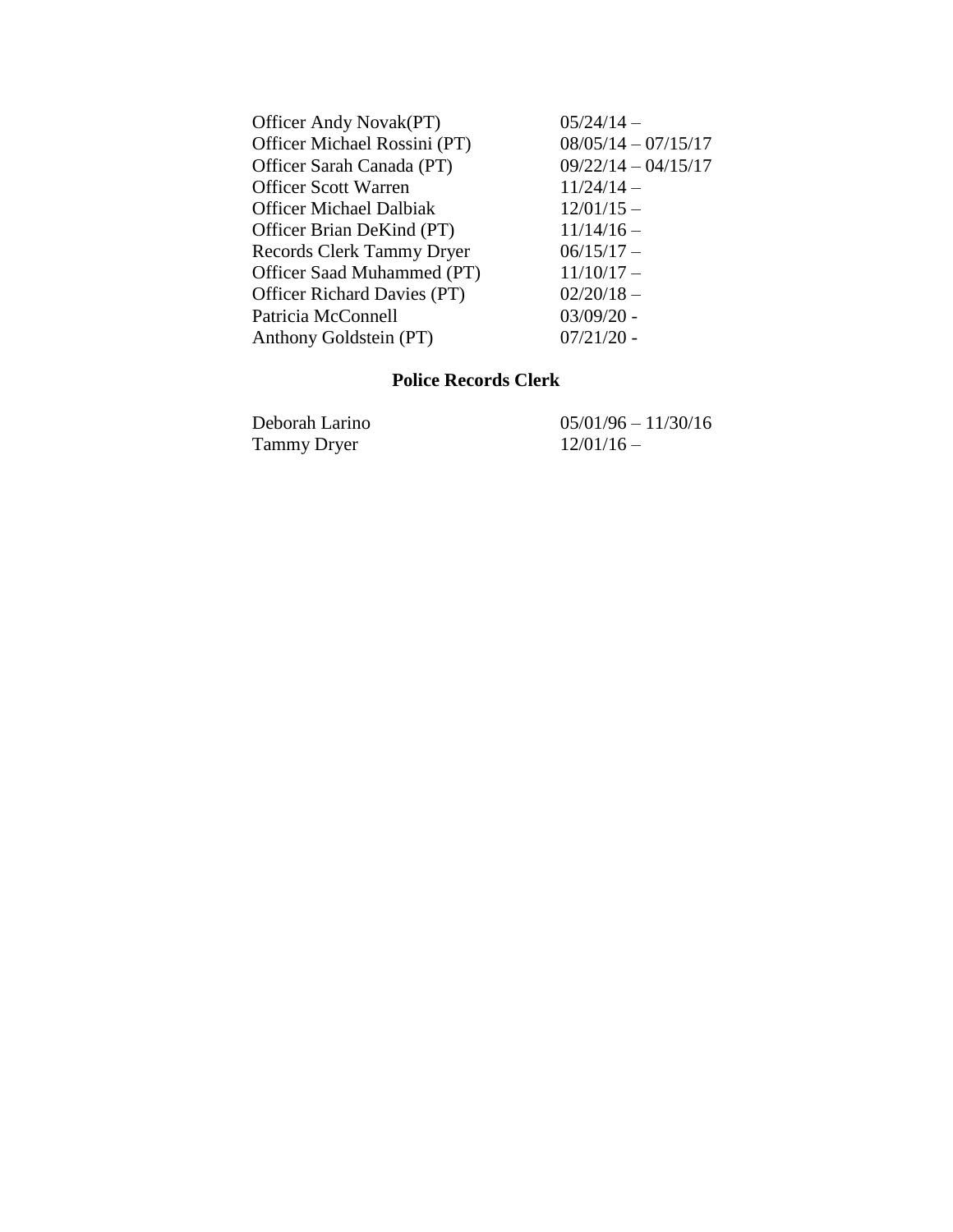| | |
|---|---|
| Officer Andy Novak(PT) | 05/24/14 – |
| Officer Michael Rossini (PT) | 08/05/14 – 07/15/17 |
| Officer Sarah Canada (PT) | 09/22/14 – 04/15/17 |
| Officer Scott Warren | 11/24/14 – |
| Officer Michael Dalbiak | 12/01/15 – |
| Officer Brian DeKind (PT) | 11/14/16 – |
| Records Clerk Tammy Dryer | 06/15/17 – |
| Officer Saad Muhammed (PT) | 11/10/17 – |
| Officer Richard Davies (PT) | 02/20/18 – |
| Patricia McConnell | 03/09/20 - |
| Anthony Goldstein (PT) | 07/21/20 - |

## Police Records Clerk

| | |
|---|---|
| Deborah Larino | 05/01/96 – 11/30/16 |
| Tammy Dryer | 12/01/16 – |